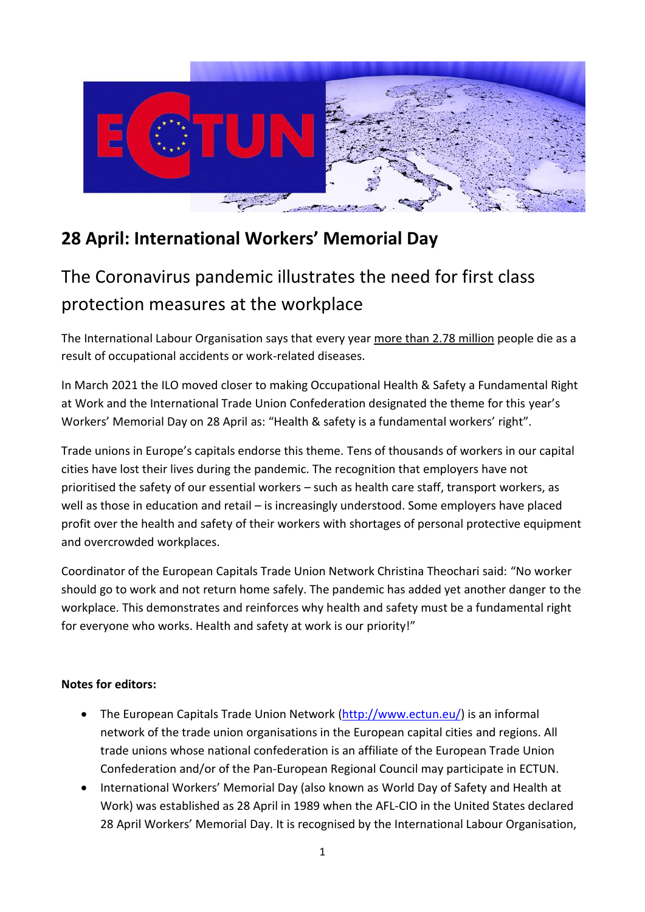# 28 April: International Workers' Memorial Day

## The Coronavirus pandemic illustrates the need for first class protection measures at the workplace

The International Labour Organisation says that every year more than 2.78 million people die as a result of occupational accidents or work-related diseases.

In March 2021 the ILO moved closer to making Occupational Health & Safety a Fundamental Right at Work and the International Trade Union Confederation designated the theme for this year's Workers' Memorial Day on 28 April as: "Health & safety is a fundamental workers' right".

Trade unions in Europe's capitals endorse this theme. Tens of thousands of workers in our capital cities have lost their lives during the pandemic. The recognition that employers have not prioritised the safety of our essential workers – such as health care staff, transport workers, as well as those in education and retail – is increasingly understood. Some employers have placed profit over the health and safety of their workers with shortages of personal protective equipment and overcrowded workplaces.

Coordinator of the European Capitals Trade Union Network Christina Theochari said: "No worker should go to work and not return home safely. The pandemic has added yet another danger to the workplace. This demonstrates and reinforces why health and safety must be a fundamental right for everyone who works. Health and safety at work is our priority!"

**Notes for editors:**

- The European Capitals Trade Union Network (http://www.ectun.eu/) is an informal network of the trade union organisations in the European capital cities and regions. All trade unions whose national confederation is an affiliate of the European Trade Union Confederation and/or of the Pan-European Regional Council may participate in ECTUN.
- International Workers' Memorial Day (also known as World Day of Safety and Health at Work) was established as 28 April in 1989 when the AFL-CIO in the United States declared 28 April Workers' Memorial Day. It is recognised by the International Labour Organisation,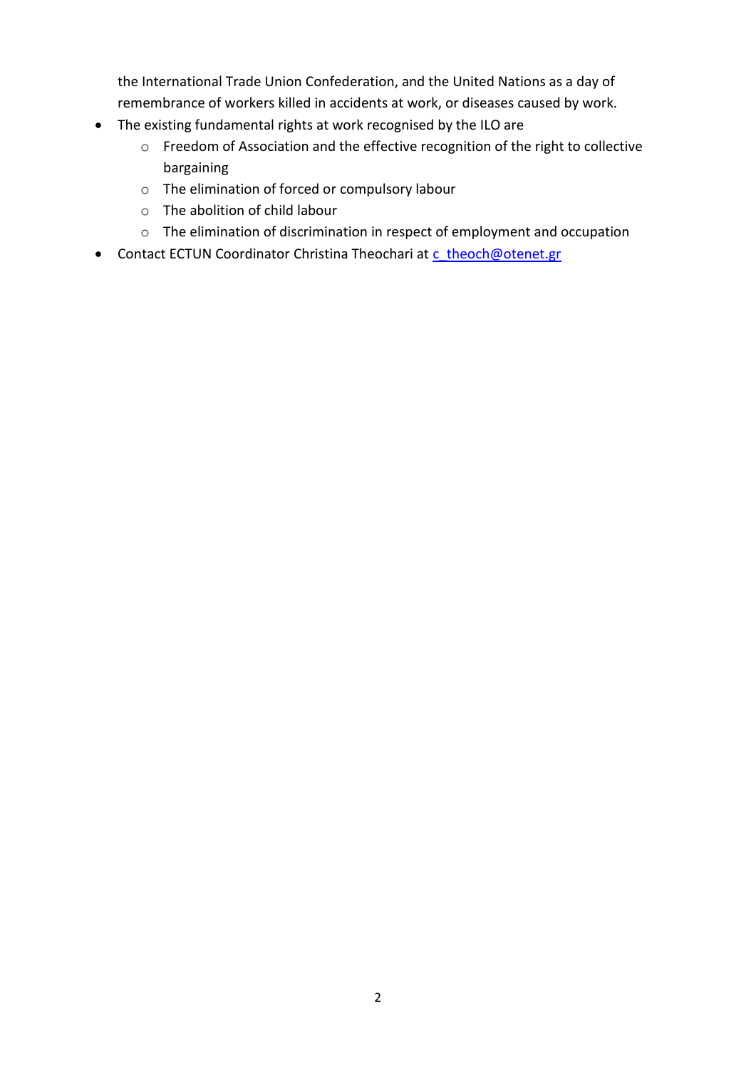the International Trade Union Confederation, and the United Nations as a day of remembrance of workers killed in accidents at work, or diseases caused by work.

- The existing fundamental rights at work recognised by the ILO are
  - Freedom of Association and the effective recognition of the right to collective bargaining
  - The elimination of forced or compulsory labour
  - The abolition of child labour
  - The elimination of discrimination in respect of employment and occupation
- Contact ECTUN Coordinator Christina Theochari at c_theoch@otenet.gr